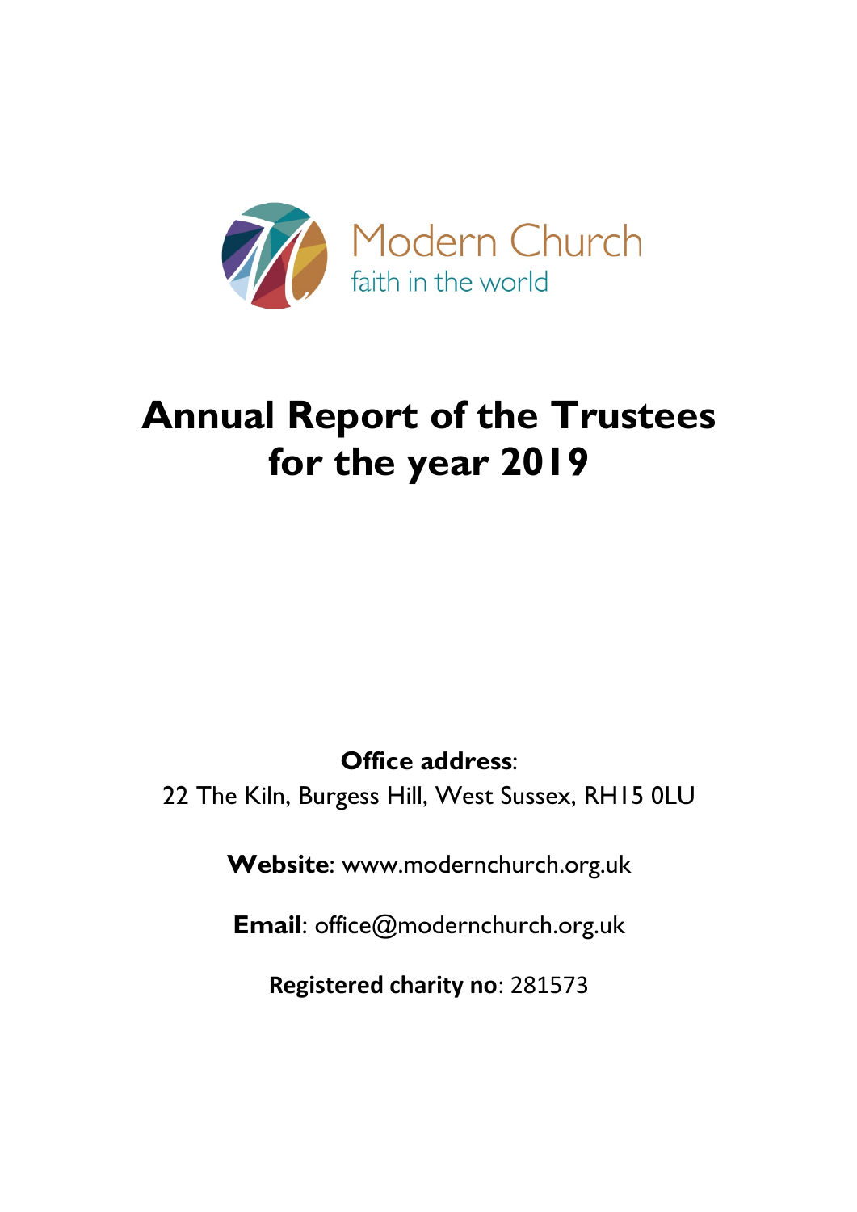Modern Church

faith in the world

# Annual Report of the Trustees for the year 2019

**Office address**:
22 The Kiln, Burgess Hill, West Sussex, RH15 0LU

**Website**: www.modernchurch.org.uk

**Email**: office@modernchurch.org.uk

**Registered charity no**: 281573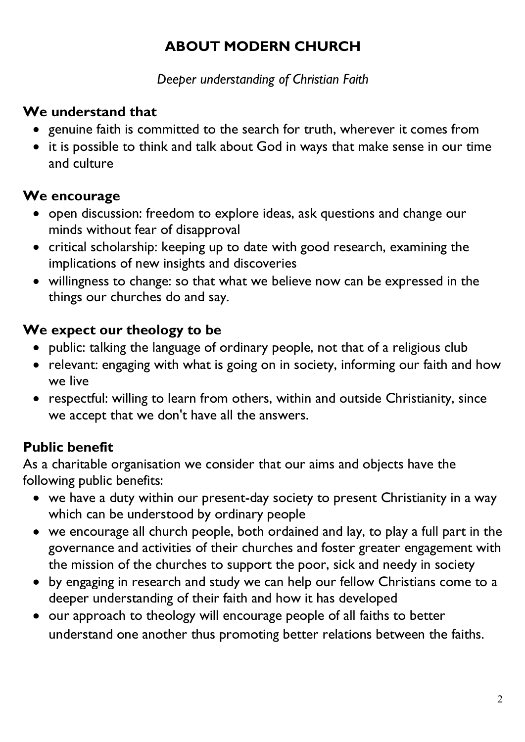# ABOUT MODERN CHURCH

*Deeper understanding of Christian Faith*

## We understand that

- genuine faith is committed to the search for truth, wherever it comes from
- it is possible to think and talk about God in ways that make sense in our time and culture

## We encourage

- open discussion: freedom to explore ideas, ask questions and change our minds without fear of disapproval
- critical scholarship: keeping up to date with good research, examining the implications of new insights and discoveries
- willingness to change: so that what we believe now can be expressed in the things our churches do and say.

## We expect our theology to be

- public: talking the language of ordinary people, not that of a religious club
- relevant: engaging with what is going on in society, informing our faith and how we live
- respectful: willing to learn from others, within and outside Christianity, since we accept that we don't have all the answers.

## Public benefit

As a charitable organisation we consider that our aims and objects have the following public benefits:

- we have a duty within our present-day society to present Christianity in a way which can be understood by ordinary people
- we encourage all church people, both ordained and lay, to play a full part in the governance and activities of their churches and foster greater engagement with the mission of the churches to support the poor, sick and needy in society
- by engaging in research and study we can help our fellow Christians come to a deeper understanding of their faith and how it has developed
- our approach to theology will encourage people of all faiths to better understand one another thus promoting better relations between the faiths.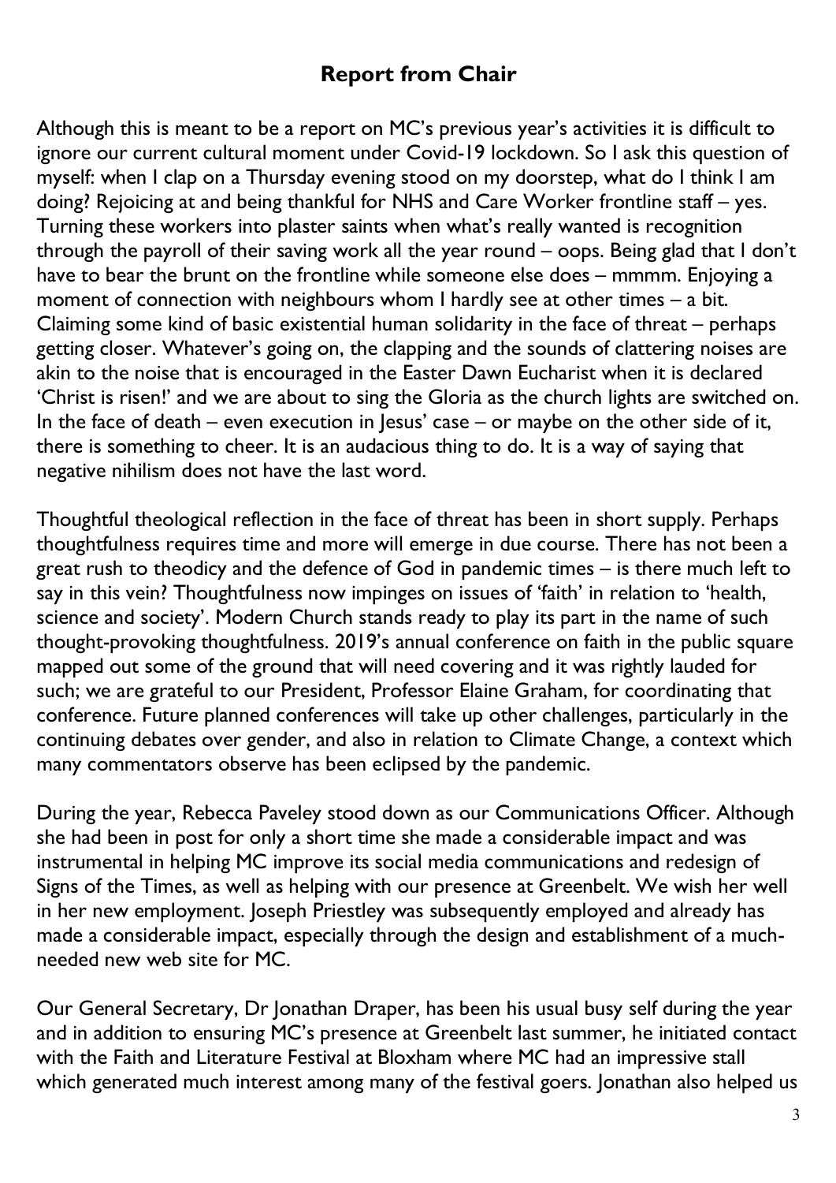## Report from Chair

Although this is meant to be a report on MC's previous year's activities it is difficult to ignore our current cultural moment under Covid-19 lockdown. So I ask this question of myself: when I clap on a Thursday evening stood on my doorstep, what do I think I am doing? Rejoicing at and being thankful for NHS and Care Worker frontline staff – yes. Turning these workers into plaster saints when what's really wanted is recognition through the payroll of their saving work all the year round – oops. Being glad that I don't have to bear the brunt on the frontline while someone else does – mmmm. Enjoying a moment of connection with neighbours whom I hardly see at other times – a bit. Claiming some kind of basic existential human solidarity in the face of threat – perhaps getting closer. Whatever's going on, the clapping and the sounds of clattering noises are akin to the noise that is encouraged in the Easter Dawn Eucharist when it is declared 'Christ is risen!' and we are about to sing the Gloria as the church lights are switched on. In the face of death – even execution in Jesus' case – or maybe on the other side of it, there is something to cheer. It is an audacious thing to do. It is a way of saying that negative nihilism does not have the last word.

Thoughtful theological reflection in the face of threat has been in short supply. Perhaps thoughtfulness requires time and more will emerge in due course. There has not been a great rush to theodicy and the defence of God in pandemic times – is there much left to say in this vein? Thoughtfulness now impinges on issues of 'faith' in relation to 'health, science and society'. Modern Church stands ready to play its part in the name of such thought-provoking thoughtfulness. 2019's annual conference on faith in the public square mapped out some of the ground that will need covering and it was rightly lauded for such; we are grateful to our President, Professor Elaine Graham, for coordinating that conference. Future planned conferences will take up other challenges, particularly in the continuing debates over gender, and also in relation to Climate Change, a context which many commentators observe has been eclipsed by the pandemic.

During the year, Rebecca Paveley stood down as our Communications Officer. Although she had been in post for only a short time she made a considerable impact and was instrumental in helping MC improve its social media communications and redesign of Signs of the Times, as well as helping with our presence at Greenbelt. We wish her well in her new employment. Joseph Priestley was subsequently employed and already has made a considerable impact, especially through the design and establishment of a much-needed new web site for MC.

Our General Secretary, Dr Jonathan Draper, has been his usual busy self during the year and in addition to ensuring MC's presence at Greenbelt last summer, he initiated contact with the Faith and Literature Festival at Bloxham where MC had an impressive stall which generated much interest among many of the festival goers. Jonathan also helped us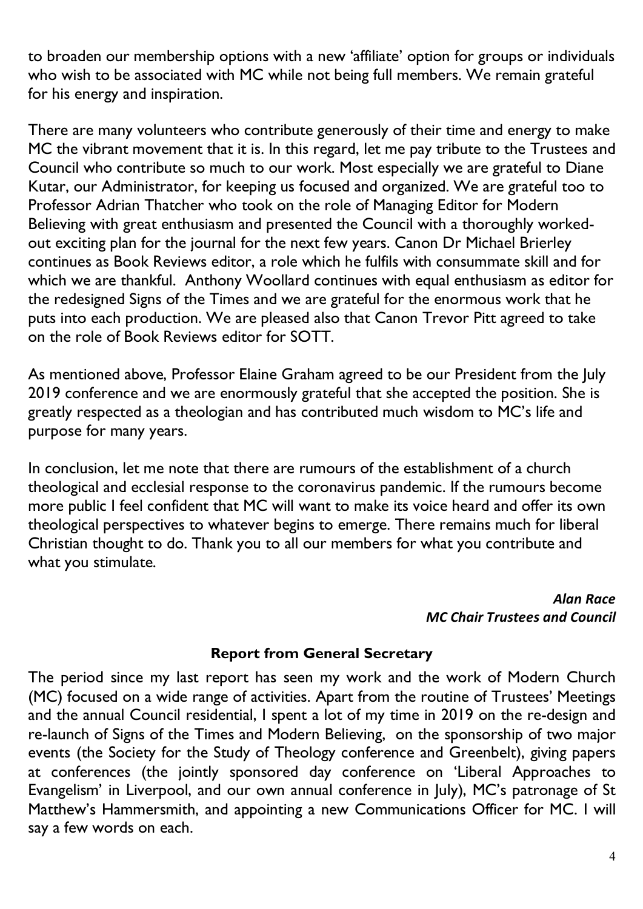to broaden our membership options with a new 'affiliate' option for groups or individuals who wish to be associated with MC while not being full members. We remain grateful for his energy and inspiration.

There are many volunteers who contribute generously of their time and energy to make MC the vibrant movement that it is. In this regard, let me pay tribute to the Trustees and Council who contribute so much to our work. Most especially we are grateful to Diane Kutar, our Administrator, for keeping us focused and organized. We are grateful too to Professor Adrian Thatcher who took on the role of Managing Editor for Modern Believing with great enthusiasm and presented the Council with a thoroughly worked-out exciting plan for the journal for the next few years. Canon Dr Michael Brierley continues as Book Reviews editor, a role which he fulfils with consummate skill and for which we are thankful. Anthony Woollard continues with equal enthusiasm as editor for the redesigned Signs of the Times and we are grateful for the enormous work that he puts into each production. We are pleased also that Canon Trevor Pitt agreed to take on the role of Book Reviews editor for SOTT.

As mentioned above, Professor Elaine Graham agreed to be our President from the July 2019 conference and we are enormously grateful that she accepted the position. She is greatly respected as a theologian and has contributed much wisdom to MC's life and purpose for many years.

In conclusion, let me note that there are rumours of the establishment of a church theological and ecclesial response to the coronavirus pandemic. If the rumours become more public I feel confident that MC will want to make its voice heard and offer its own theological perspectives to whatever begins to emerge. There remains much for liberal Christian thought to do. Thank you to all our members for what you contribute and what you stimulate.

***Alan Race***
***MC Chair Trustees and Council***

## Report from General Secretary

The period since my last report has seen my work and the work of Modern Church (MC) focused on a wide range of activities. Apart from the routine of Trustees' Meetings and the annual Council residential, I spent a lot of my time in 2019 on the re-design and re-launch of Signs of the Times and Modern Believing, on the sponsorship of two major events (the Society for the Study of Theology conference and Greenbelt), giving papers at conferences (the jointly sponsored day conference on 'Liberal Approaches to Evangelism' in Liverpool, and our own annual conference in July), MC's patronage of St Matthew's Hammersmith, and appointing a new Communications Officer for MC. I will say a few words on each.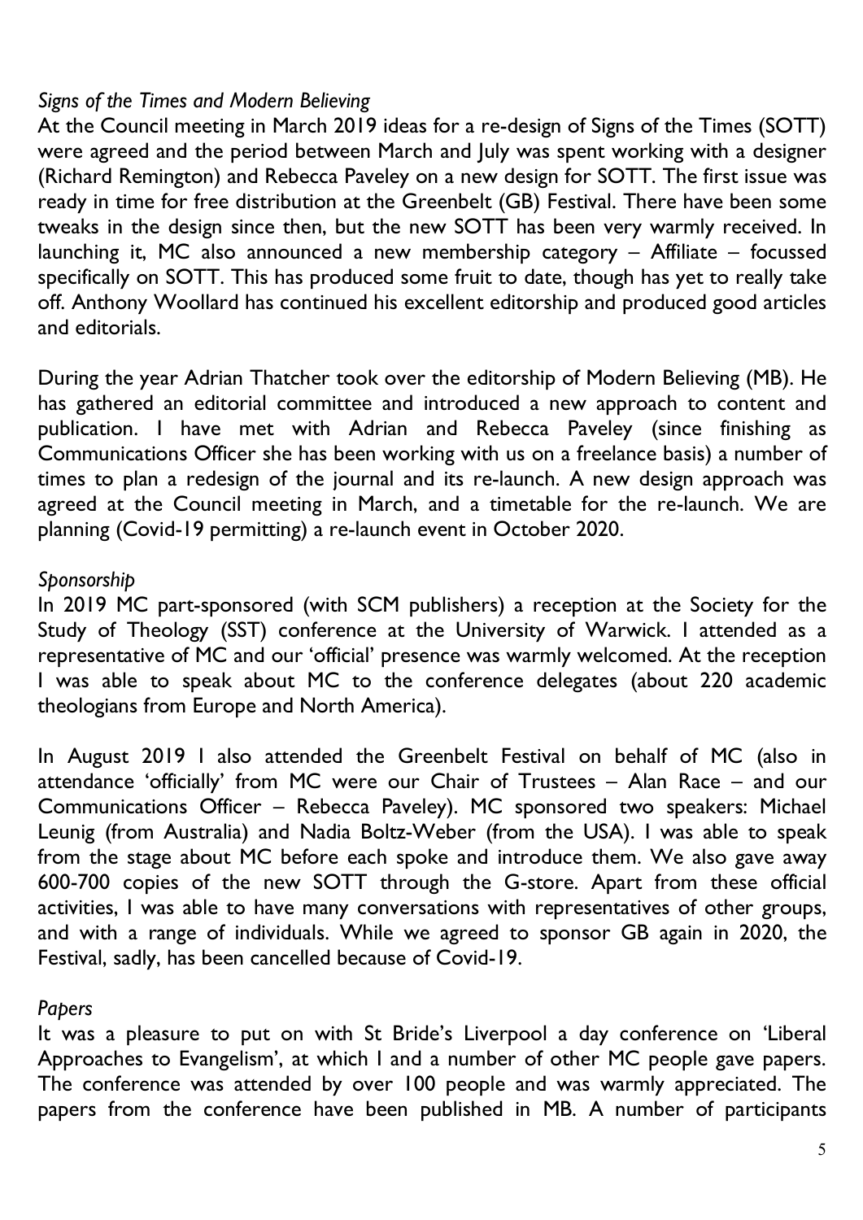*Signs of the Times and Modern Believing*

At the Council meeting in March 2019 ideas for a re-design of Signs of the Times (SOTT) were agreed and the period between March and July was spent working with a designer (Richard Remington) and Rebecca Paveley on a new design for SOTT. The first issue was ready in time for free distribution at the Greenbelt (GB) Festival. There have been some tweaks in the design since then, but the new SOTT has been very warmly received. In launching it, MC also announced a new membership category – Affiliate – focussed specifically on SOTT. This has produced some fruit to date, though has yet to really take off. Anthony Woollard has continued his excellent editorship and produced good articles and editorials.

During the year Adrian Thatcher took over the editorship of Modern Believing (MB). He has gathered an editorial committee and introduced a new approach to content and publication. I have met with Adrian and Rebecca Paveley (since finishing as Communications Officer she has been working with us on a freelance basis) a number of times to plan a redesign of the journal and its re-launch. A new design approach was agreed at the Council meeting in March, and a timetable for the re-launch. We are planning (Covid-19 permitting) a re-launch event in October 2020.

*Sponsorship*

In 2019 MC part-sponsored (with SCM publishers) a reception at the Society for the Study of Theology (SST) conference at the University of Warwick. I attended as a representative of MC and our 'official' presence was warmly welcomed. At the reception I was able to speak about MC to the conference delegates (about 220 academic theologians from Europe and North America).

In August 2019 I also attended the Greenbelt Festival on behalf of MC (also in attendance 'officially' from MC were our Chair of Trustees – Alan Race – and our Communications Officer – Rebecca Paveley). MC sponsored two speakers: Michael Leunig (from Australia) and Nadia Boltz-Weber (from the USA). I was able to speak from the stage about MC before each spoke and introduce them. We also gave away 600-700 copies of the new SOTT through the G-store. Apart from these official activities, I was able to have many conversations with representatives of other groups, and with a range of individuals. While we agreed to sponsor GB again in 2020, the Festival, sadly, has been cancelled because of Covid-19.

*Papers*

It was a pleasure to put on with St Bride's Liverpool a day conference on 'Liberal Approaches to Evangelism', at which I and a number of other MC people gave papers. The conference was attended by over 100 people and was warmly appreciated. The papers from the conference have been published in MB. A number of participants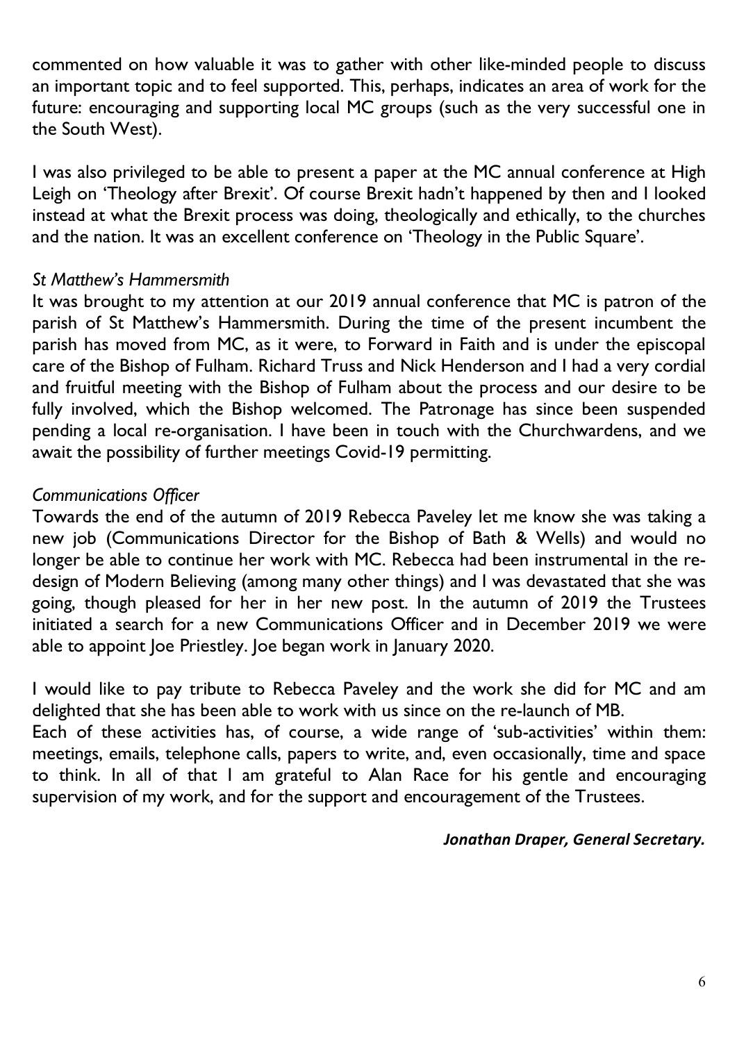commented on how valuable it was to gather with other like-minded people to discuss an important topic and to feel supported. This, perhaps, indicates an area of work for the future: encouraging and supporting local MC groups (such as the very successful one in the South West).

I was also privileged to be able to present a paper at the MC annual conference at High Leigh on 'Theology after Brexit'. Of course Brexit hadn't happened by then and I looked instead at what the Brexit process was doing, theologically and ethically, to the churches and the nation. It was an excellent conference on 'Theology in the Public Square'.

*St Matthew's Hammersmith*

It was brought to my attention at our 2019 annual conference that MC is patron of the parish of St Matthew's Hammersmith. During the time of the present incumbent the parish has moved from MC, as it were, to Forward in Faith and is under the episcopal care of the Bishop of Fulham. Richard Truss and Nick Henderson and I had a very cordial and fruitful meeting with the Bishop of Fulham about the process and our desire to be fully involved, which the Bishop welcomed. The Patronage has since been suspended pending a local re-organisation. I have been in touch with the Churchwardens, and we await the possibility of further meetings Covid-19 permitting.

*Communications Officer*

Towards the end of the autumn of 2019 Rebecca Paveley let me know she was taking a new job (Communications Director for the Bishop of Bath & Wells) and would no longer be able to continue her work with MC. Rebecca had been instrumental in the re-design of Modern Believing (among many other things) and I was devastated that she was going, though pleased for her in her new post. In the autumn of 2019 the Trustees initiated a search for a new Communications Officer and in December 2019 we were able to appoint Joe Priestley. Joe began work in January 2020.

I would like to pay tribute to Rebecca Paveley and the work she did for MC and am delighted that she has been able to work with us since on the re-launch of MB.

Each of these activities has, of course, a wide range of 'sub-activities' within them: meetings, emails, telephone calls, papers to write, and, even occasionally, time and space to think. In all of that I am grateful to Alan Race for his gentle and encouraging supervision of my work, and for the support and encouragement of the Trustees.

***Jonathan Draper, General Secretary.***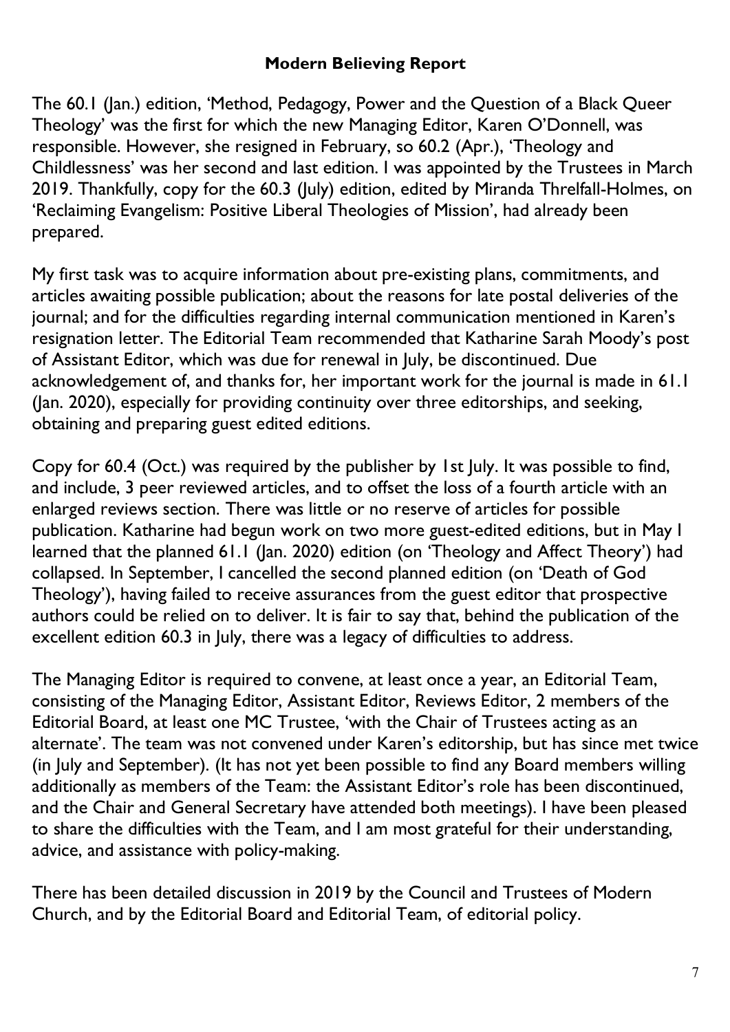**Modern Believing Report**

The 60.1 (Jan.) edition, 'Method, Pedagogy, Power and the Question of a Black Queer Theology' was the first for which the new Managing Editor, Karen O'Donnell, was responsible. However, she resigned in February, so 60.2 (Apr.), 'Theology and Childlessness' was her second and last edition. I was appointed by the Trustees in March 2019. Thankfully, copy for the 60.3 (July) edition, edited by Miranda Threlfall-Holmes, on 'Reclaiming Evangelism: Positive Liberal Theologies of Mission', had already been prepared.

My first task was to acquire information about pre-existing plans, commitments, and articles awaiting possible publication; about the reasons for late postal deliveries of the journal; and for the difficulties regarding internal communication mentioned in Karen's resignation letter. The Editorial Team recommended that Katharine Sarah Moody's post of Assistant Editor, which was due for renewal in July, be discontinued. Due acknowledgement of, and thanks for, her important work for the journal is made in 61.1 (Jan. 2020), especially for providing continuity over three editorships, and seeking, obtaining and preparing guest edited editions.

Copy for 60.4 (Oct.) was required by the publisher by 1st July. It was possible to find, and include, 3 peer reviewed articles, and to offset the loss of a fourth article with an enlarged reviews section. There was little or no reserve of articles for possible publication. Katharine had begun work on two more guest-edited editions, but in May I learned that the planned 61.1 (Jan. 2020) edition (on 'Theology and Affect Theory') had collapsed. In September, I cancelled the second planned edition (on 'Death of God Theology'), having failed to receive assurances from the guest editor that prospective authors could be relied on to deliver. It is fair to say that, behind the publication of the excellent edition 60.3 in July, there was a legacy of difficulties to address.

The Managing Editor is required to convene, at least once a year, an Editorial Team, consisting of the Managing Editor, Assistant Editor, Reviews Editor, 2 members of the Editorial Board, at least one MC Trustee, 'with the Chair of Trustees acting as an alternate'. The team was not convened under Karen's editorship, but has since met twice (in July and September). (It has not yet been possible to find any Board members willing additionally as members of the Team: the Assistant Editor's role has been discontinued, and the Chair and General Secretary have attended both meetings). I have been pleased to share the difficulties with the Team, and I am most grateful for their understanding, advice, and assistance with policy-making.

There has been detailed discussion in 2019 by the Council and Trustees of Modern Church, and by the Editorial Board and Editorial Team, of editorial policy.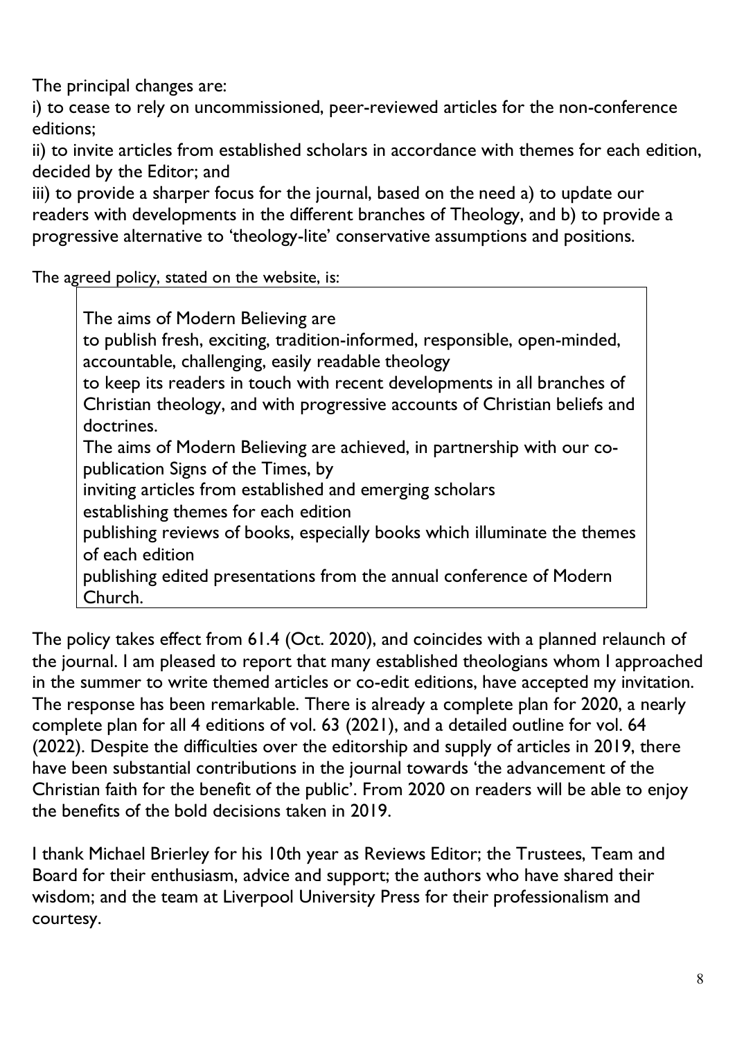The principal changes are:
i) to cease to rely on uncommissioned, peer-reviewed articles for the non-conference editions;
ii) to invite articles from established scholars in accordance with themes for each edition, decided by the Editor; and
iii) to provide a sharper focus for the journal, based on the need a) to update our readers with developments in the different branches of Theology, and b) to provide a progressive alternative to 'theology-lite' conservative assumptions and positions.

The agreed policy, stated on the website, is:

> The aims of Modern Believing are
> to publish fresh, exciting, tradition-informed, responsible, open-minded, accountable, challenging, easily readable theology
> to keep its readers in touch with recent developments in all branches of Christian theology, and with progressive accounts of Christian beliefs and doctrines.
> The aims of Modern Believing are achieved, in partnership with our co-publication Signs of the Times, by
> inviting articles from established and emerging scholars
> establishing themes for each edition
> publishing reviews of books, especially books which illuminate the themes of each edition
> publishing edited presentations from the annual conference of Modern Church.

The policy takes effect from 61.4 (Oct. 2020), and coincides with a planned relaunch of the journal. I am pleased to report that many established theologians whom I approached in the summer to write themed articles or co-edit editions, have accepted my invitation. The response has been remarkable. There is already a complete plan for 2020, a nearly complete plan for all 4 editions of vol. 63 (2021), and a detailed outline for vol. 64 (2022). Despite the difficulties over the editorship and supply of articles in 2019, there have been substantial contributions in the journal towards 'the advancement of the Christian faith for the benefit of the public'. From 2020 on readers will be able to enjoy the benefits of the bold decisions taken in 2019.

I thank Michael Brierley for his 10th year as Reviews Editor; the Trustees, Team and Board for their enthusiasm, advice and support; the authors who have shared their wisdom; and the team at Liverpool University Press for their professionalism and courtesy.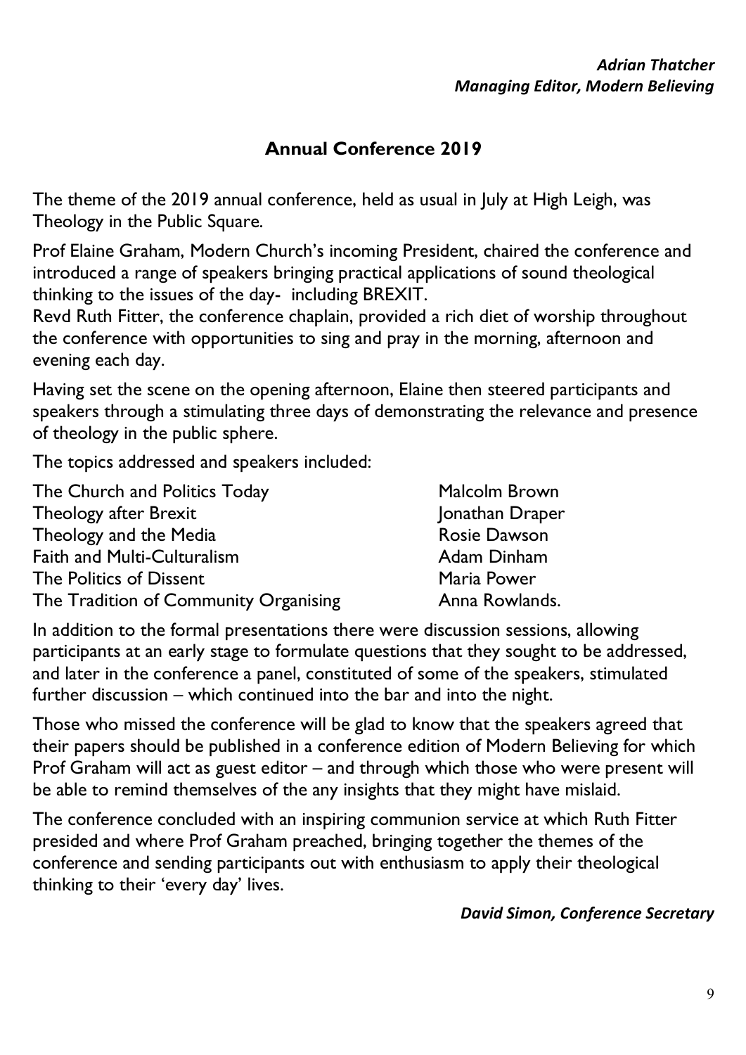***Adrian Thatcher***
***Managing Editor, Modern Believing***

## Annual Conference 2019

The theme of the 2019 annual conference, held as usual in July at High Leigh, was Theology in the Public Square.

Prof Elaine Graham, Modern Church's incoming President, chaired the conference and introduced a range of speakers bringing practical applications of sound theological thinking to the issues of the day- including BREXIT.
Revd Ruth Fitter, the conference chaplain, provided a rich diet of worship throughout the conference with opportunities to sing and pray in the morning, afternoon and evening each day.

Having set the scene on the opening afternoon, Elaine then steered participants and speakers through a stimulating three days of demonstrating the relevance and presence of theology in the public sphere.

The topics addressed and speakers included:

| | |
|---|---|
| The Church and Politics Today | Malcolm Brown |
| Theology after Brexit | Jonathan Draper |
| Theology and the Media | Rosie Dawson |
| Faith and Multi-Culturalism | Adam Dinham |
| The Politics of Dissent | Maria Power |
| The Tradition of Community Organising | Anna Rowlands. |

In addition to the formal presentations there were discussion sessions, allowing participants at an early stage to formulate questions that they sought to be addressed, and later in the conference a panel, constituted of some of the speakers, stimulated further discussion – which continued into the bar and into the night.

Those who missed the conference will be glad to know that the speakers agreed that their papers should be published in a conference edition of Modern Believing for which Prof Graham will act as guest editor – and through which those who were present will be able to remind themselves of the any insights that they might have mislaid.

The conference concluded with an inspiring communion service at which Ruth Fitter presided and where Prof Graham preached, bringing together the themes of the conference and sending participants out with enthusiasm to apply their theological thinking to their 'every day' lives.

***David Simon, Conference Secretary***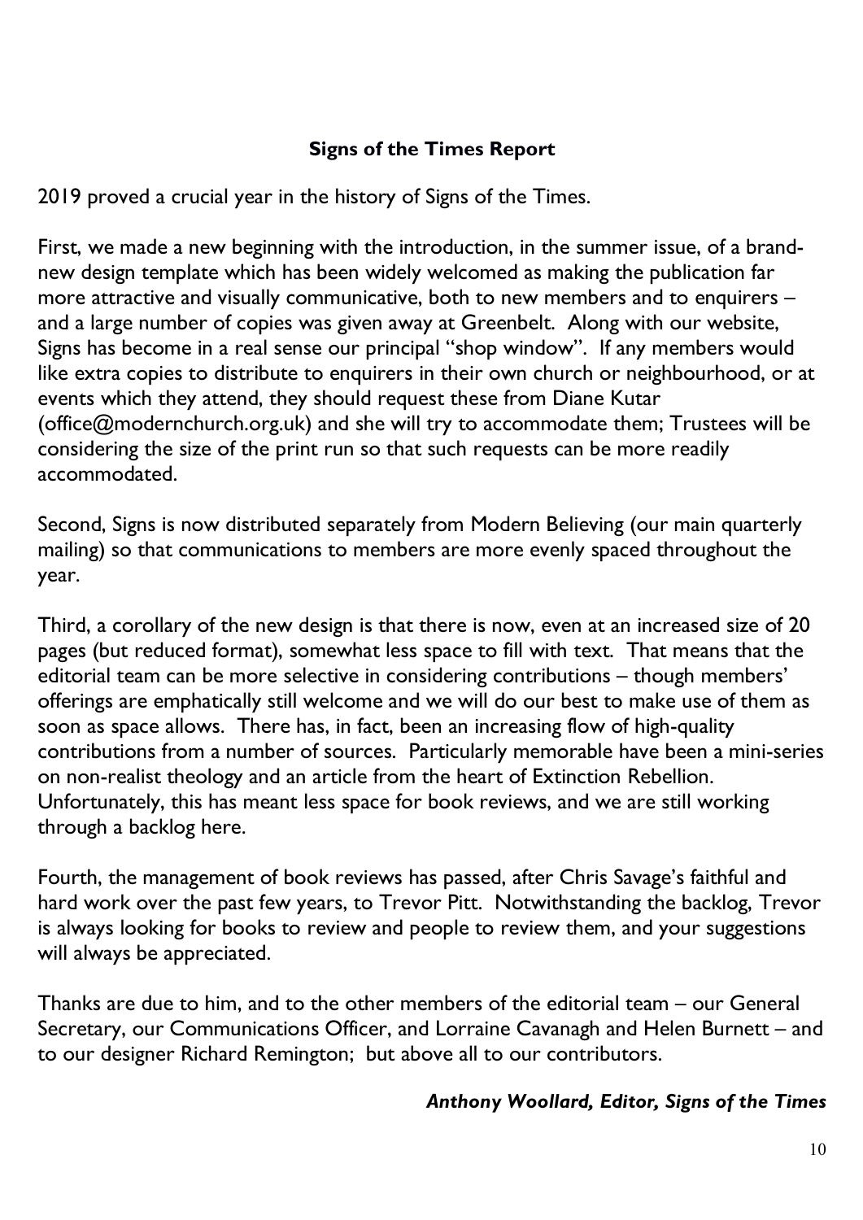**Signs of the Times Report**

2019 proved a crucial year in the history of Signs of the Times.

First, we made a new beginning with the introduction, in the summer issue, of a brand-new design template which has been widely welcomed as making the publication far more attractive and visually communicative, both to new members and to enquirers – and a large number of copies was given away at Greenbelt. Along with our website, Signs has become in a real sense our principal "shop window". If any members would like extra copies to distribute to enquirers in their own church or neighbourhood, or at events which they attend, they should request these from Diane Kutar (office@modernchurch.org.uk) and she will try to accommodate them; Trustees will be considering the size of the print run so that such requests can be more readily accommodated.

Second, Signs is now distributed separately from Modern Believing (our main quarterly mailing) so that communications to members are more evenly spaced throughout the year.

Third, a corollary of the new design is that there is now, even at an increased size of 20 pages (but reduced format), somewhat less space to fill with text. That means that the editorial team can be more selective in considering contributions – though members' offerings are emphatically still welcome and we will do our best to make use of them as soon as space allows. There has, in fact, been an increasing flow of high-quality contributions from a number of sources. Particularly memorable have been a mini-series on non-realist theology and an article from the heart of Extinction Rebellion. Unfortunately, this has meant less space for book reviews, and we are still working through a backlog here.

Fourth, the management of book reviews has passed, after Chris Savage's faithful and hard work over the past few years, to Trevor Pitt. Notwithstanding the backlog, Trevor is always looking for books to review and people to review them, and your suggestions will always be appreciated.

Thanks are due to him, and to the other members of the editorial team – our General Secretary, our Communications Officer, and Lorraine Cavanagh and Helen Burnett – and to our designer Richard Remington; but above all to our contributors.

***Anthony Woollard, Editor, Signs of the Times***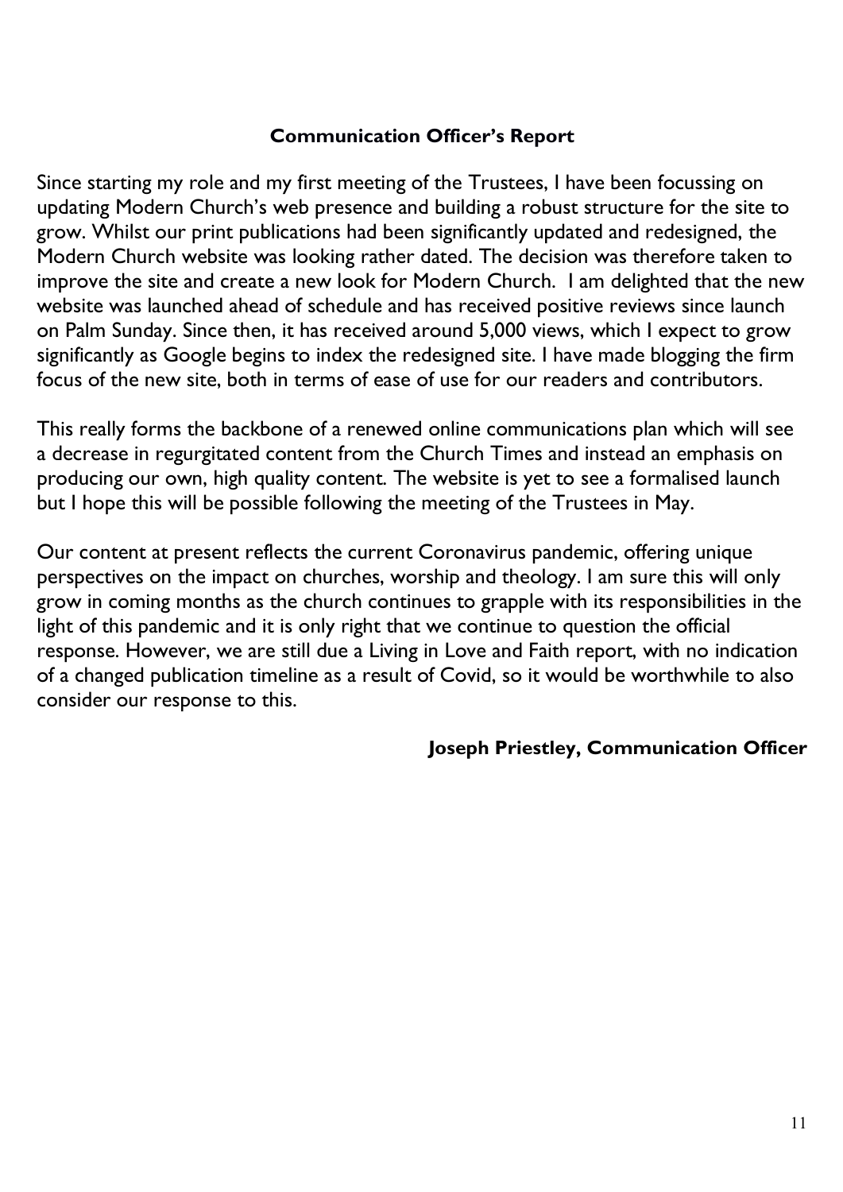## Communication Officer's Report

Since starting my role and my first meeting of the Trustees, I have been focussing on updating Modern Church's web presence and building a robust structure for the site to grow. Whilst our print publications had been significantly updated and redesigned, the Modern Church website was looking rather dated. The decision was therefore taken to improve the site and create a new look for Modern Church. I am delighted that the new website was launched ahead of schedule and has received positive reviews since launch on Palm Sunday. Since then, it has received around 5,000 views, which I expect to grow significantly as Google begins to index the redesigned site. I have made blogging the firm focus of the new site, both in terms of ease of use for our readers and contributors.

This really forms the backbone of a renewed online communications plan which will see a decrease in regurgitated content from the Church Times and instead an emphasis on producing our own, high quality content. The website is yet to see a formalised launch but I hope this will be possible following the meeting of the Trustees in May.

Our content at present reflects the current Coronavirus pandemic, offering unique perspectives on the impact on churches, worship and theology. I am sure this will only grow in coming months as the church continues to grapple with its responsibilities in the light of this pandemic and it is only right that we continue to question the official response. However, we are still due a Living in Love and Faith report, with no indication of a changed publication timeline as a result of Covid, so it would be worthwhile to also consider our response to this.

**Joseph Priestley, Communication Officer**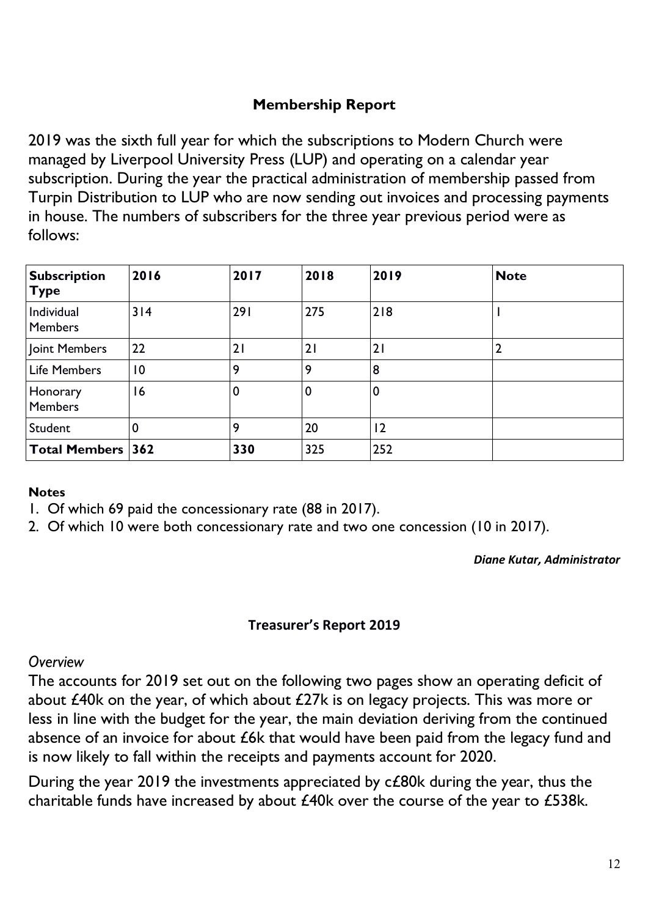## Membership Report

2019 was the sixth full year for which the subscriptions to Modern Church were managed by Liverpool University Press (LUP) and operating on a calendar year subscription. During the year the practical administration of membership passed from Turpin Distribution to LUP who are now sending out invoices and processing payments in house. The numbers of subscribers for the three year previous period were as follows:

| **Subscription Type** | **2016** | **2017** | **2018** | **2019** | **Note** |
|---|---|---|---|---|---|
| Individual Members | 314 | 291 | 275 | 218 | 1 |
| Joint Members | 22 | 21 | 21 | 21 | 2 |
| Life Members | 10 | 9 | 9 | 8 | |
| Honorary Members | 16 | 0 | 0 | 0 | |
| Student | 0 | 9 | 20 | 12 | |
| **Total Members** | **362** | **330** | 325 | 252 | |

**Notes**

1. Of which 69 paid the concessionary rate (88 in 2017).
2. Of which 10 were both concessionary rate and two one concession (10 in 2017).

***Diane Kutar, Administrator***

## Treasurer's Report 2019

*Overview*

The accounts for 2019 set out on the following two pages show an operating deficit of about £40k on the year, of which about £27k is on legacy projects. This was more or less in line with the budget for the year, the main deviation deriving from the continued absence of an invoice for about £6k that would have been paid from the legacy fund and is now likely to fall within the receipts and payments account for 2020.

During the year 2019 the investments appreciated by c£80k during the year, thus the charitable funds have increased by about £40k over the course of the year to £538k.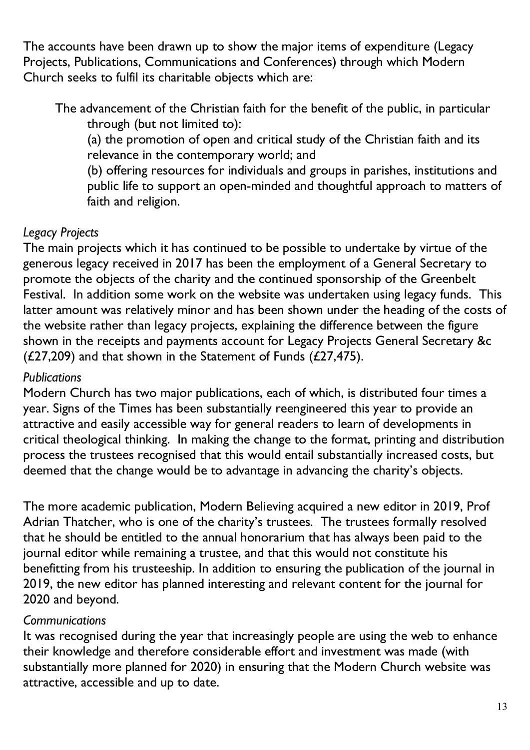The accounts have been drawn up to show the major items of expenditure (Legacy Projects, Publications, Communications and Conferences) through which Modern Church seeks to fulfil its charitable objects which are:

> The advancement of the Christian faith for the benefit of the public, in particular through (but not limited to):
>
> (a) the promotion of open and critical study of the Christian faith and its relevance in the contemporary world; and
>
> (b) offering resources for individuals and groups in parishes, institutions and public life to support an open-minded and thoughtful approach to matters of faith and religion.

*Legacy Projects*

The main projects which it has continued to be possible to undertake by virtue of the generous legacy received in 2017 has been the employment of a General Secretary to promote the objects of the charity and the continued sponsorship of the Greenbelt Festival. In addition some work on the website was undertaken using legacy funds. This latter amount was relatively minor and has been shown under the heading of the costs of the website rather than legacy projects, explaining the difference between the figure shown in the receipts and payments account for Legacy Projects General Secretary &c (£27,209) and that shown in the Statement of Funds (£27,475).

*Publications*

Modern Church has two major publications, each of which, is distributed four times a year. Signs of the Times has been substantially reengineered this year to provide an attractive and easily accessible way for general readers to learn of developments in critical theological thinking. In making the change to the format, printing and distribution process the trustees recognised that this would entail substantially increased costs, but deemed that the change would be to advantage in advancing the charity's objects.

The more academic publication, Modern Believing acquired a new editor in 2019, Prof Adrian Thatcher, who is one of the charity's trustees. The trustees formally resolved that he should be entitled to the annual honorarium that has always been paid to the journal editor while remaining a trustee, and that this would not constitute his benefitting from his trusteeship. In addition to ensuring the publication of the journal in 2019, the new editor has planned interesting and relevant content for the journal for 2020 and beyond.

*Communications*

It was recognised during the year that increasingly people are using the web to enhance their knowledge and therefore considerable effort and investment was made (with substantially more planned for 2020) in ensuring that the Modern Church website was attractive, accessible and up to date.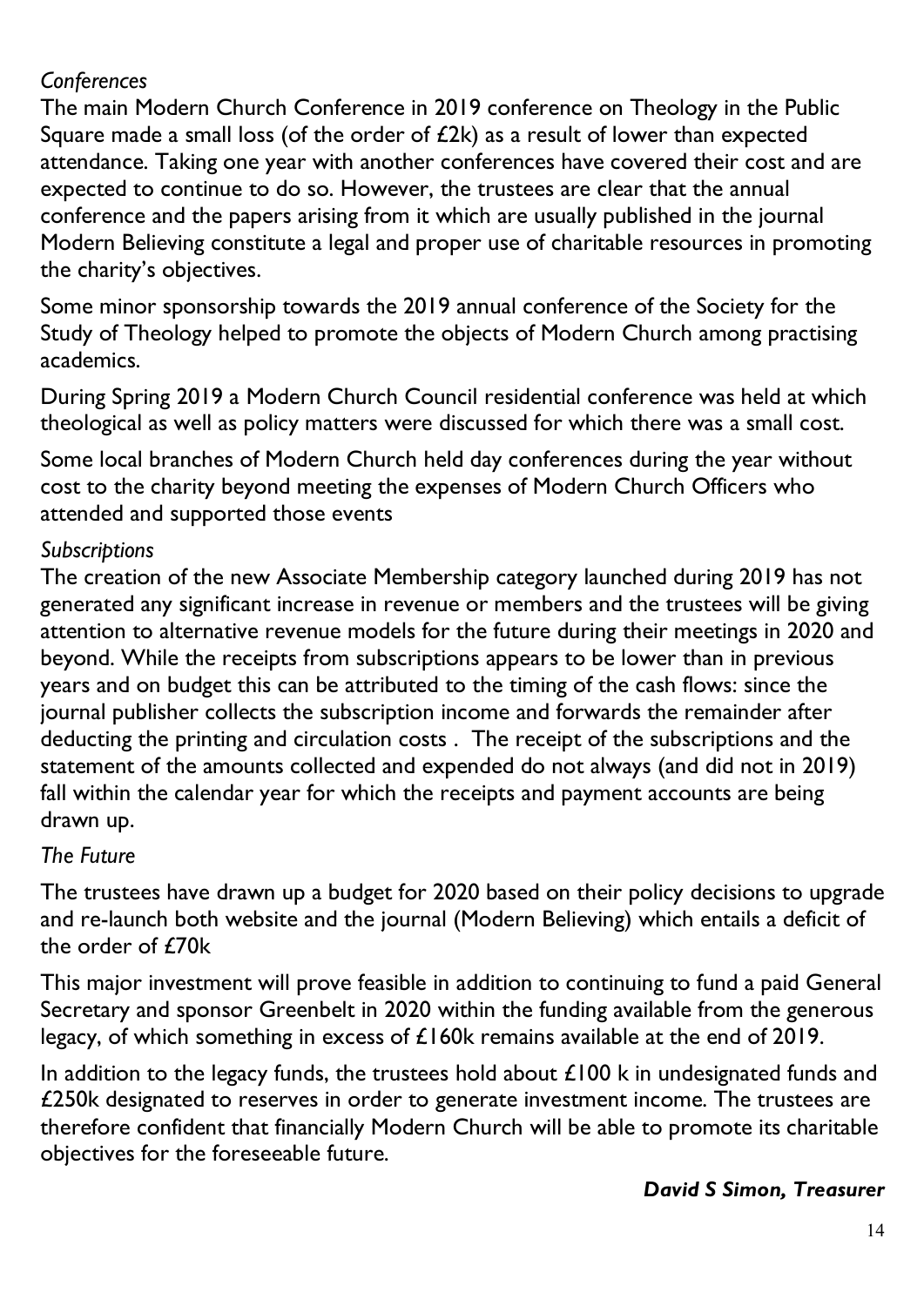*Conferences*

The main Modern Church Conference in 2019 conference on Theology in the Public Square made a small loss (of the order of £2k) as a result of lower than expected attendance. Taking one year with another conferences have covered their cost and are expected to continue to do so. However, the trustees are clear that the annual conference and the papers arising from it which are usually published in the journal Modern Believing constitute a legal and proper use of charitable resources in promoting the charity's objectives.

Some minor sponsorship towards the 2019 annual conference of the Society for the Study of Theology helped to promote the objects of Modern Church among practising academics.

During Spring 2019 a Modern Church Council residential conference was held at which theological as well as policy matters were discussed for which there was a small cost.

Some local branches of Modern Church held day conferences during the year without cost to the charity beyond meeting the expenses of Modern Church Officers who attended and supported those events

*Subscriptions*

The creation of the new Associate Membership category launched during 2019 has not generated any significant increase in revenue or members and the trustees will be giving attention to alternative revenue models for the future during their meetings in 2020 and beyond. While the receipts from subscriptions appears to be lower than in previous years and on budget this can be attributed to the timing of the cash flows: since the journal publisher collects the subscription income and forwards the remainder after deducting the printing and circulation costs . The receipt of the subscriptions and the statement of the amounts collected and expended do not always (and did not in 2019) fall within the calendar year for which the receipts and payment accounts are being drawn up.

*The Future*

The trustees have drawn up a budget for 2020 based on their policy decisions to upgrade and re-launch both website and the journal (Modern Believing) which entails a deficit of the order of £70k

This major investment will prove feasible in addition to continuing to fund a paid General Secretary and sponsor Greenbelt in 2020 within the funding available from the generous legacy, of which something in excess of £160k remains available at the end of 2019.

In addition to the legacy funds, the trustees hold about £100 k in undesignated funds and £250k designated to reserves in order to generate investment income. The trustees are therefore confident that financially Modern Church will be able to promote its charitable objectives for the foreseeable future.

***David S Simon, Treasurer***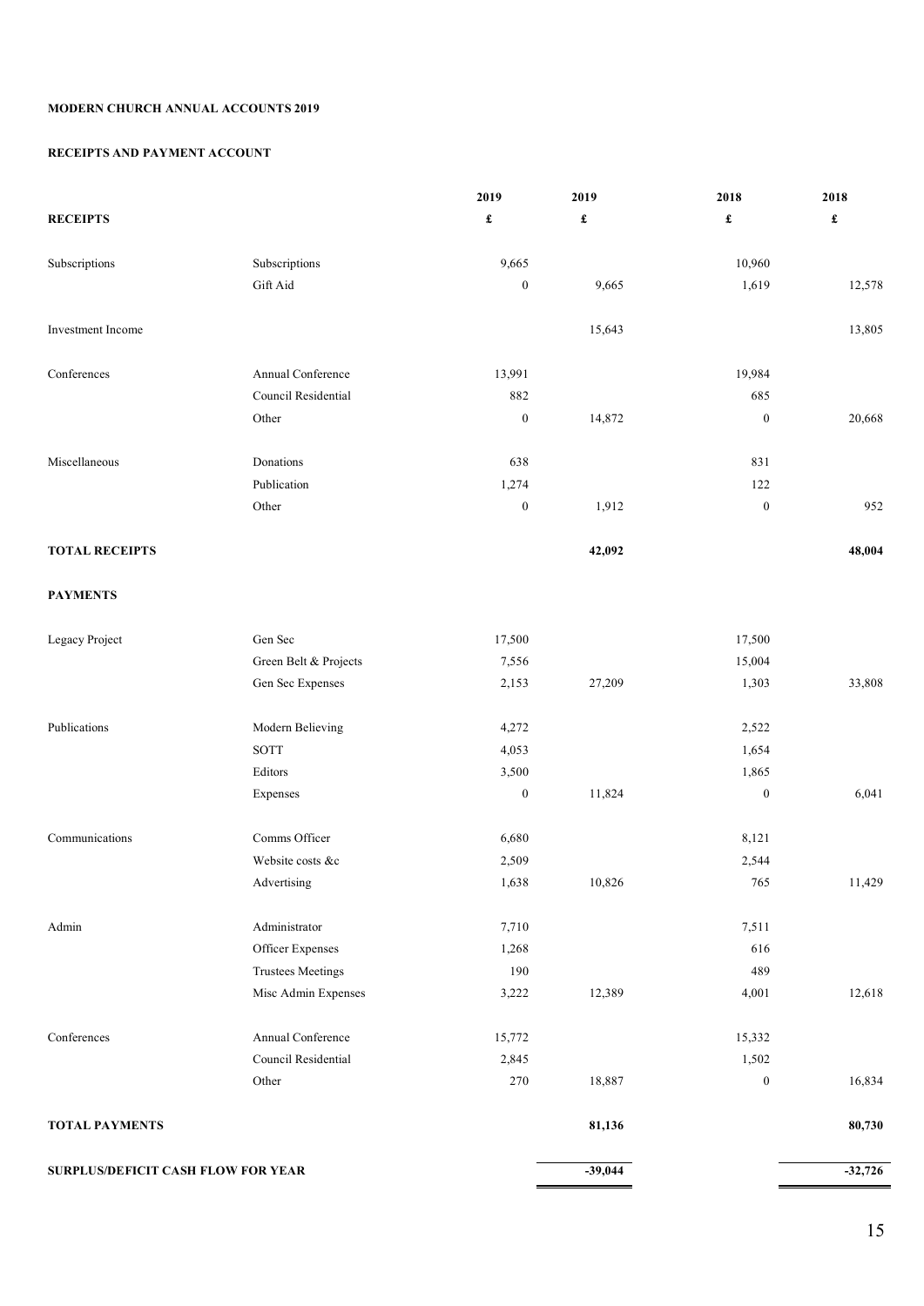**MODERN CHURCH ANNUAL ACCOUNTS 2019**

**RECEIPTS AND PAYMENT ACCOUNT**

| | | 2019 | 2019 | 2018 | 2018 |
|---|---|---|---|---|---|
| **RECEIPTS** | | £ | £ | £ | £ |
| Subscriptions | Subscriptions | 9,665 | | 10,960 | |
| | Gift Aid | 0 | 9,665 | 1,619 | 12,578 |
| Investment Income | | | 15,643 | | 13,805 |
| Conferences | Annual Conference | 13,991 | | 19,984 | |
| | Council Residential | 882 | | 685 | |
| | Other | 0 | 14,872 | 0 | 20,668 |
| Miscellaneous | Donations | 638 | | 831 | |
| | Publication | 1,274 | | 122 | |
| | Other | 0 | 1,912 | 0 | 952 |
| **TOTAL RECEIPTS** | | | **42,092** | | **48,004** |
| **PAYMENTS** | | | | | |
| Legacy Project | Gen Sec | 17,500 | | 17,500 | |
| | Green Belt & Projects | 7,556 | | 15,004 | |
| | Gen Sec Expenses | 2,153 | 27,209 | 1,303 | 33,808 |
| Publications | Modern Believing | 4,272 | | 2,522 | |
| | SOTT | 4,053 | | 1,654 | |
| | Editors | 3,500 | | 1,865 | |
| | Expenses | 0 | 11,824 | 0 | 6,041 |
| Communications | Comms Officer | 6,680 | | 8,121 | |
| | Website costs &c | 2,509 | | 2,544 | |
| | Advertising | 1,638 | 10,826 | 765 | 11,429 |
| Admin | Administrator | 7,710 | | 7,511 | |
| | Officer Expenses | 1,268 | | 616 | |
| | Trustees Meetings | 190 | | 489 | |
| | Misc Admin Expenses | 3,222 | 12,389 | 4,001 | 12,618 |
| Conferences | Annual Conference | 15,772 | | 15,332 | |
| | Council Residential | 2,845 | | 1,502 | |
| | Other | 270 | 18,887 | 0 | 16,834 |
| **TOTAL PAYMENTS** | | | **81,136** | | **80,730** |
| **SURPLUS/DEFICIT CASH FLOW FOR YEAR** | | | **-39,044** | | **-32,726** |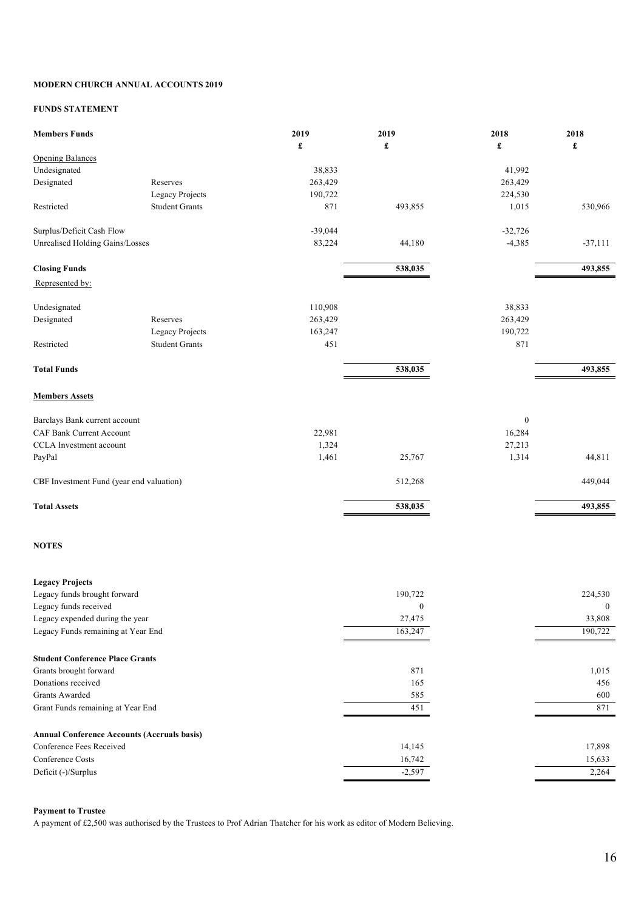**MODERN CHURCH ANNUAL ACCOUNTS 2019**

**FUNDS STATEMENT**

| **Members Funds** | | **2019** | **2019** | **2018** | **2018** |
|---|---|---|---|---|---|
| | | **£** | **£** | **£** | **£** |
| Opening Balances | | | | | |
| Undesignated | | 38,833 | | 41,992 | |
| Designated | Reserves | 263,429 | | 263,429 | |
| | Legacy Projects | 190,722 | | 224,530 | |
| Restricted | Student Grants | 871 | 493,855 | 1,015 | 530,966 |
| Surplus/Deficit Cash Flow | | -39,044 | | -32,726 | |
| Unrealised Holding Gains/Losses | | 83,224 | 44,180 | -4,385 | -37,111 |
| **Closing Funds** | | | **538,035** | | **493,855** |
| Represented by: | | | | | |
| Undesignated | | 110,908 | | 38,833 | |
| Designated | Reserves | 263,429 | | 263,429 | |
| | Legacy Projects | 163,247 | | 190,722 | |
| Restricted | Student Grants | 451 | | 871 | |
| **Total Funds** | | | **538,035** | | **493,855** |
| **Members Assets** | | | | | |
| Barclays Bank current account | | | | 0 | |
| CAF Bank Current Account | | 22,981 | | 16,284 | |
| CCLA Investment account | | 1,324 | | 27,213 | |
| PayPal | | 1,461 | 25,767 | 1,314 | 44,811 |
| CBF Investment Fund (year end valuation) | | | 512,268 | | 449,044 |
| **Total Assets** | | | **538,035** | | **493,855** |

**NOTES**

| | 2019 | 2018 |
|---|---|---|
| **Legacy Projects** | | |
| Legacy funds brought forward | 190,722 | 224,530 |
| Legacy funds received | 0 | 0 |
| Legacy expended during the year | 27,475 | 33,808 |
| Legacy Funds remaining at Year End | 163,247 | 190,722 |
| **Student Conference Place Grants** | | |
| Grants brought forward | 871 | 1,015 |
| Donations received | 165 | 456 |
| Grants Awarded | 585 | 600 |
| Grant Funds remaining at Year End | 451 | 871 |
| **Annual Conference Accounts (Accruals basis)** | | |
| Conference Fees Received | 14,145 | 17,898 |
| Conference Costs | 16,742 | 15,633 |
| Deficit (-)/Surplus | -2,597 | 2,264 |

**Payment to Trustee**

A payment of £2,500 was authorised by the Trustees to Prof Adrian Thatcher for his work as editor of Modern Believing.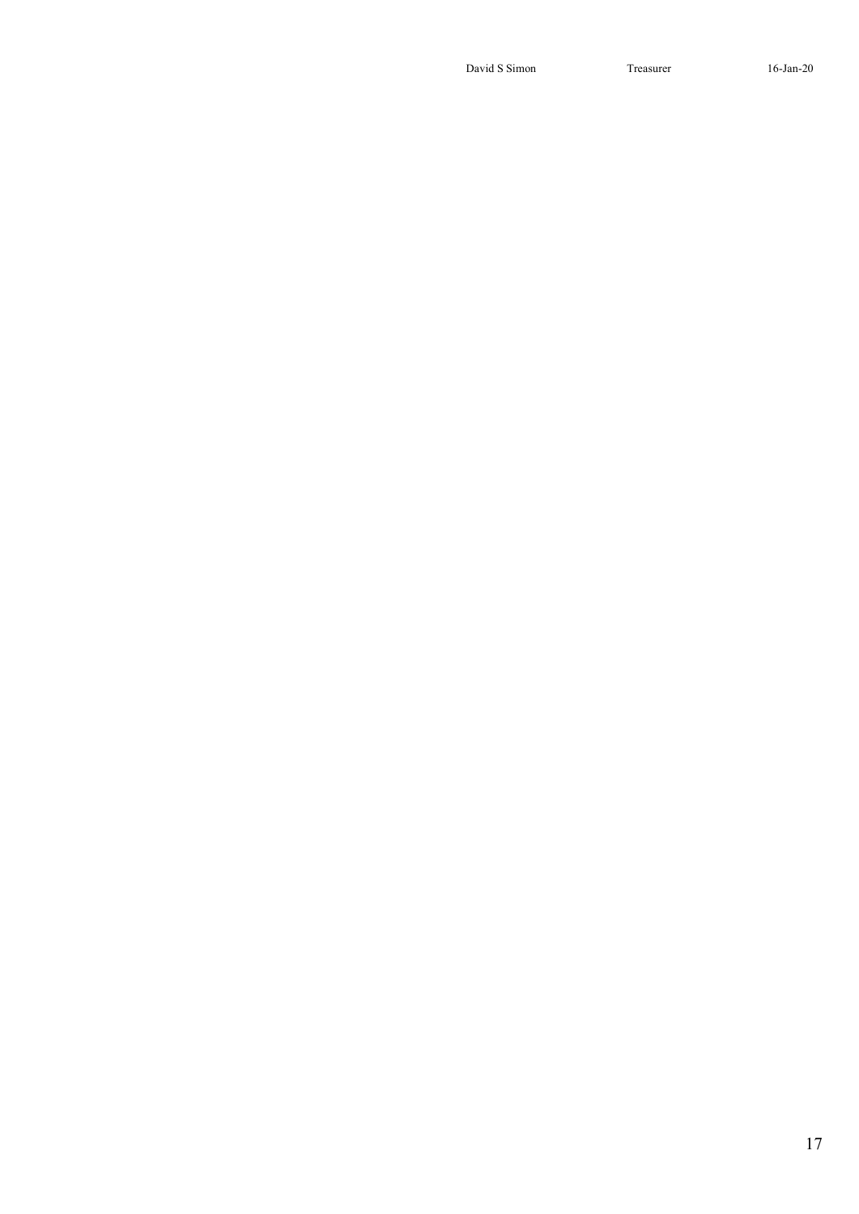| David S Simon | Treasurer | 16-Jan-20 |
| --- | --- | --- |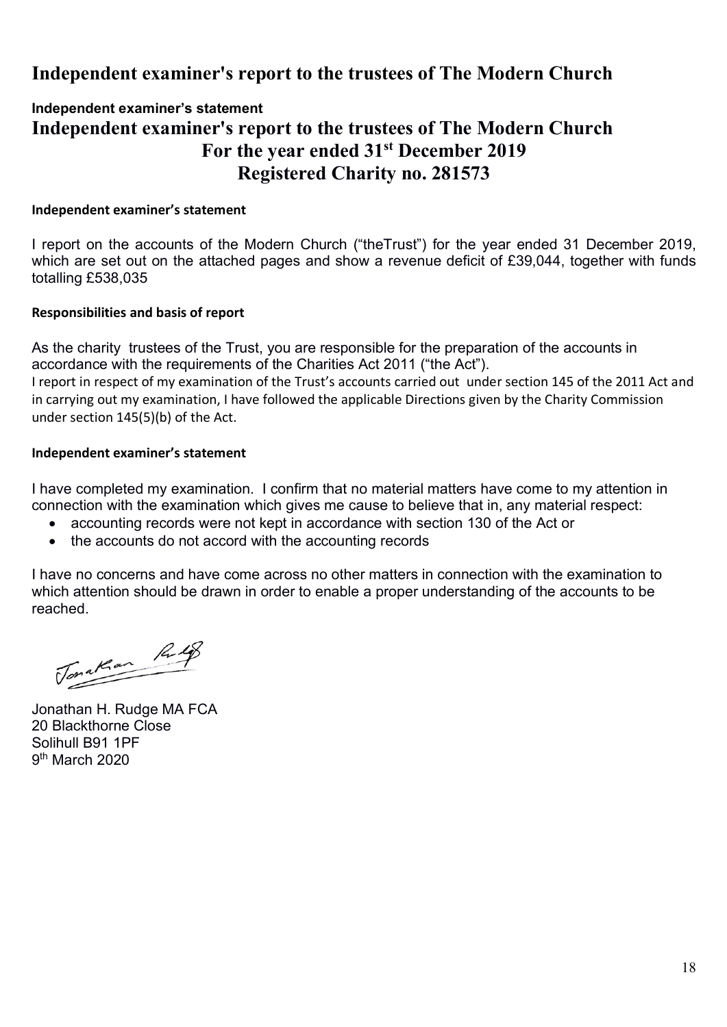# Independent examiner's report to the trustees of The Modern Church

**Independent examiner's statement**

## Independent examiner's report to the trustees of The Modern Church
## For the year ended 31st December 2019
## Registered Charity no. 281573

**Independent examiner's statement**

I report on the accounts of the Modern Church ("theTrust") for the year ended 31 December 2019, which are set out on the attached pages and show a revenue deficit of £39,044, together with funds totalling £538,035

**Responsibilities and basis of report**

As the charity trustees of the Trust, you are responsible for the preparation of the accounts in accordance with the requirements of the Charities Act 2011 ("the Act").
I report in respect of my examination of the Trust's accounts carried out under section 145 of the 2011 Act and in carrying out my examination, I have followed the applicable Directions given by the Charity Commission under section 145(5)(b) of the Act.

**Independent examiner's statement**

I have completed my examination. I confirm that no material matters have come to my attention in connection with the examination which gives me cause to believe that in, any material respect:

- accounting records were not kept in accordance with section 130 of the Act or
- the accounts do not accord with the accounting records

I have no concerns and have come across no other matters in connection with the examination to which attention should be drawn in order to enable a proper understanding of the accounts to be reached.

Jonathan H. Rudge MA FCA
20 Blackthorne Close
Solihull B91 1PF
9th March 2020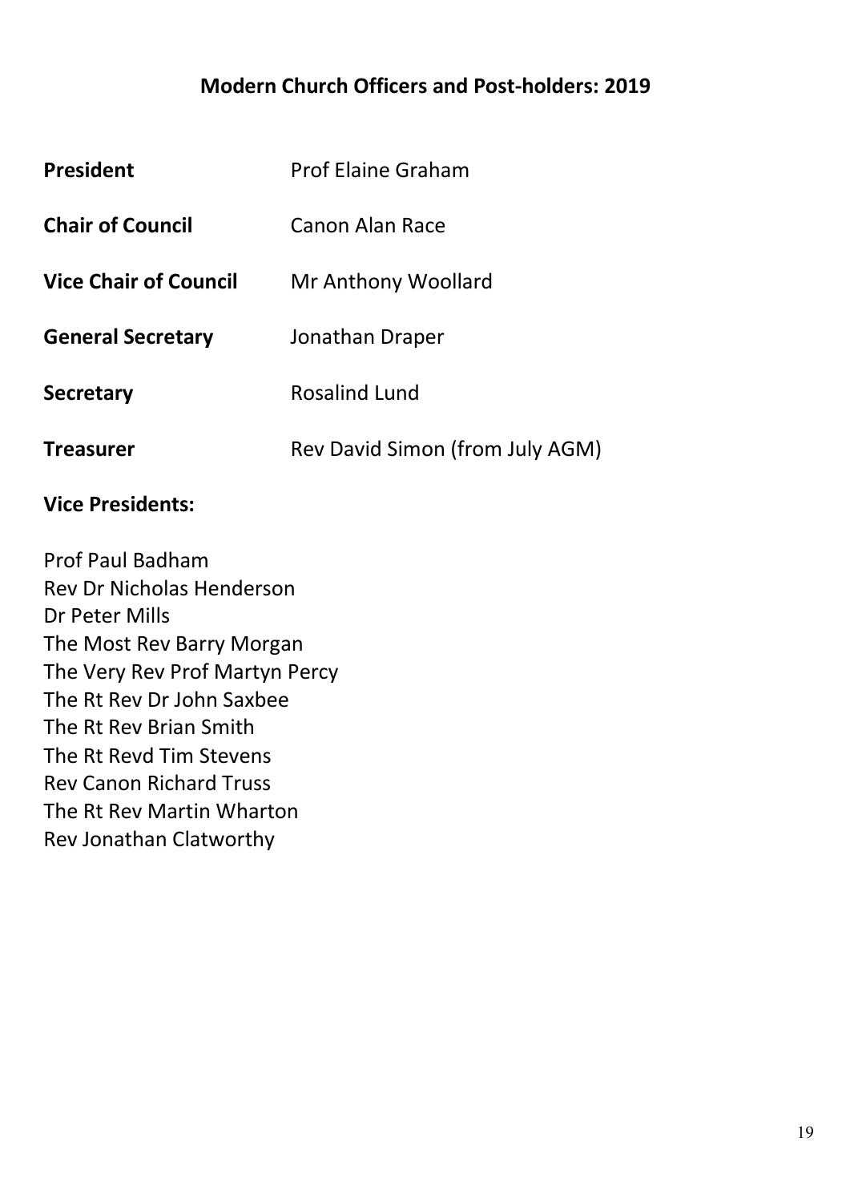## Modern Church Officers and Post-holders: 2019

**President** Prof Elaine Graham

**Chair of Council** Canon Alan Race

**Vice Chair of Council** Mr Anthony Woollard

**General Secretary** Jonathan Draper

**Secretary** Rosalind Lund

**Treasurer** Rev David Simon (from July AGM)

**Vice Presidents:**

Prof Paul Badham
Rev Dr Nicholas Henderson
Dr Peter Mills
The Most Rev Barry Morgan
The Very Rev Prof Martyn Percy
The Rt Rev Dr John Saxbee
The Rt Rev Brian Smith
The Rt Revd Tim Stevens
Rev Canon Richard Truss
The Rt Rev Martin Wharton
Rev Jonathan Clatworthy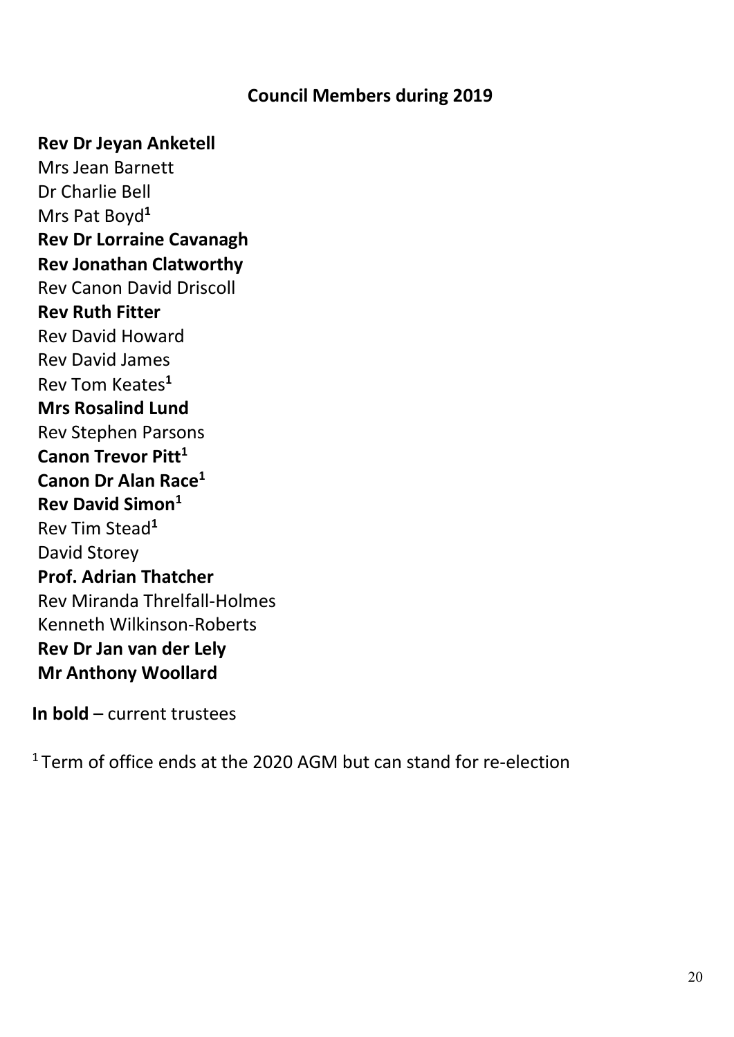## Council Members during 2019

**Rev Dr Jeyan Anketell**
Mrs Jean Barnett
Dr Charlie Bell
Mrs Pat Boyd[1]
**Rev Dr Lorraine Cavanagh**
**Rev Jonathan Clatworthy**
Rev Canon David Driscoll
**Rev Ruth Fitter**
Rev David Howard
Rev David James
Rev Tom Keates[1]
**Mrs Rosalind Lund**
Rev Stephen Parsons
**Canon Trevor Pitt[1]**
**Canon Dr Alan Race[1]**
**Rev David Simon[1]**
Rev Tim Stead[1]
David Storey
**Prof. Adrian Thatcher**
Rev Miranda Threlfall-Holmes
Kenneth Wilkinson-Roberts
**Rev Dr Jan van der Lely**
**Mr Anthony Woollard**

**In bold** – current trustees

[1] Term of office ends at the 2020 AGM but can stand for re-election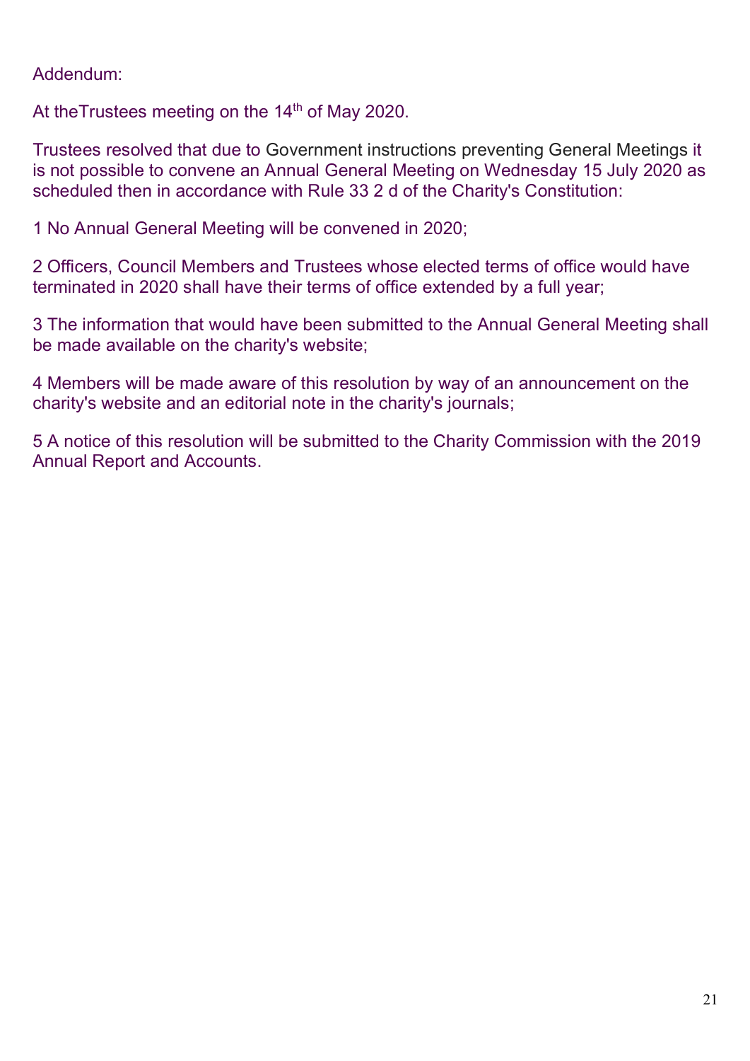Addendum:

At theTrustees meeting on the 14th of May 2020.

Trustees resolved that due to Government instructions preventing General Meetings it is not possible to convene an Annual General Meeting on Wednesday 15 July 2020 as scheduled then in accordance with Rule 33 2 d of the Charity's Constitution:

1 No Annual General Meeting will be convened in 2020;

2 Officers, Council Members and Trustees whose elected terms of office would have terminated in 2020 shall have their terms of office extended by a full year;

3 The information that would have been submitted to the Annual General Meeting shall be made available on the charity's website;

4 Members will be made aware of this resolution by way of an announcement on the charity's website and an editorial note in the charity's journals;

5 A notice of this resolution will be submitted to the Charity Commission with the 2019 Annual Report and Accounts.